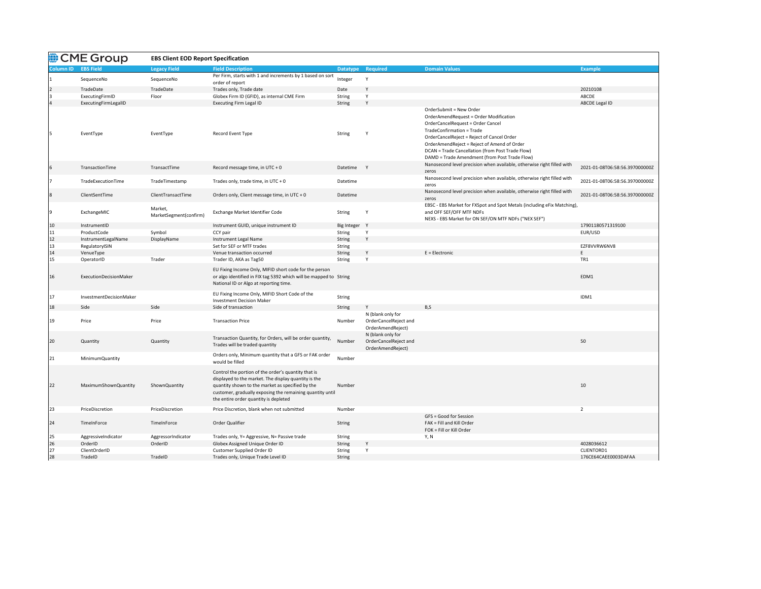# CME Group

## EBS Client EOD Report Specification

| Column ID | EBS Field | Legacy Field | Field Description | Datatype | Required | Domain Values | Example |
|---|---|---|---|---|---|---|---|
| 1 | SequenceNo | SequenceNo | Per Firm, starts with 1 and increments by 1 based on sort order of report | Integer | Y | | |
| 2 | TradeDate | TradeDate | Trades only, Trade date | Date | Y | | 20210108 |
| 3 | ExecutingFirmID | Floor | Globex Firm ID (GFID), as internal CME Firm | String | Y | | ABCDE |
| 4 | ExecutingFirmLegalID | | Executing Firm Legal ID | String | Y | | ABCDE Legal ID |
| 5 | EventType | EventType | Record Event Type | String | Y | OrderSubmit = New Order<br>OrderAmendRequest = Order Modification<br>OrderCancelRequest = Order Cancel<br>TradeConfirmation = Trade<br>OrderCancelReject = Reject of Cancel Order<br>OrderAmendReject = Reject of Amend of Order<br>DCAN = Trade Cancellation (from Post Trade Flow)<br>DAMD = Trade Amendment (from Post Trade Flow) | |
| 6 | TransactionTime | TransactTime | Record message time, in UTC + 0 | Datetime | Y | Nanosecond level precision when available, otherwise right filled with zeros | 2021-01-08T06:58:56.397000000Z |
| 7 | TradeExecutionTime | TradeTimestamp | Trades only, trade time, in UTC + 0 | Datetime | | Nanosecond level precision when available, otherwise right filled with zeros | 2021-01-08T06:58:56.397000000Z |
| 8 | ClientSentTime | ClientTransactTime | Orders only, Client message time, in UTC + 0 | Datetime | | Nanosecond level precision when available, otherwise right filled with zeros | 2021-01-08T06:58:56.397000000Z |
| 9 | ExchangeMIC | Market, MarketSegment(confirm) | Exchange Market Identifier Code | String | Y | EBSC - EBS Market for FXSpot and Spot Metals (including eFix Matching), and OFF SEF/OFF MTF NDFs<br>NEXS - EBS Market for ON SEF/ON MTF NDFs ("NEX SEF") | |
| 10 | InstrumentID | | Instrument GUID, unique instrument ID | Big Integer | Y | | 17901180571319100 |
| 11 | ProductCode | Symbol | CCY pair | String | Y | | EUR/USD |
| 12 | InstrumentLegalName | DisplayName | Instrument Legal Name | String | Y | | |
| 13 | RegulatoryISIN | | Set for SEF or MTF trades | String | | | EZF8VVRW6NV8 |
| 14 | VenueType | | Venue transaction occurred | String | Y | E = Electronic | E |
| 15 | OperatorID | Trader | Trader ID, AKA as Tag50 | String | Y | | TR1 |
| 16 | ExecutionDecisionMaker | | EU Fixing Income Only, MIFID short code for the person or algo identified in FIX tag 5392 which will be mapped to National ID or Algo at reporting time. | String | | | EDM1 |
| 17 | InvestmentDecisionMaker | | EU Fixing Income Only, MIFID Short Code of the Investment Decision Maker | String | | | IDM1 |
| 18 | Side | Side | Side of transaction | String | Y | B,S | |
| 19 | Price | Price | Transaction Price | Number | N (blank only for OrderCancelReject and OrderAmendReject) | | |
| 20 | Quantity | Quantity | Transaction Quantity, for Orders, will be order quantity, Trades will be traded quantity | Number | N (blank only for OrderCancelReject and OrderAmendReject) | | 50 |
| 21 | MinimumQuantity | | Orders only, Minimum quantity that a GFS or FAK order would be filled | Number | | | |
| 22 | MaximumShownQuantity | ShownQuantity | Control the portion of the order's quantity that is displayed to the market. The display quantity is the quantity shown to the market as specified by the customer, gradually exposing the remaining quantity until the entire order quantity is depleted | Number | | | 10 |
| 23 | PriceDiscretion | PriceDiscretion | Price Discretion, blank when not submitted | Number | | | 2 |
| 24 | TimeInForce | TimeInForce | Order Qualifier | String | | GFS = Good for Session<br>FAK = Fill and Kill Order<br>FOK = Fill or Kill Order | |
| 25 | AggressiveIndicator | AggressorIndicator | Trades only, Y= Aggressive, N= Passive trade | String | | Y, N | |
| 26 | OrderID | OrderID | Globex Assigned Unique Order ID | String | Y | | 4028036612 |
| 27 | ClientOrderID | | Customer Supplied Order ID | String | Y | | CLIENTORD1 |
| 28 | TradeID | TradeID | Trades only, Unique Trade Level ID | String | | | 176CE64CAEE0003DAFAA |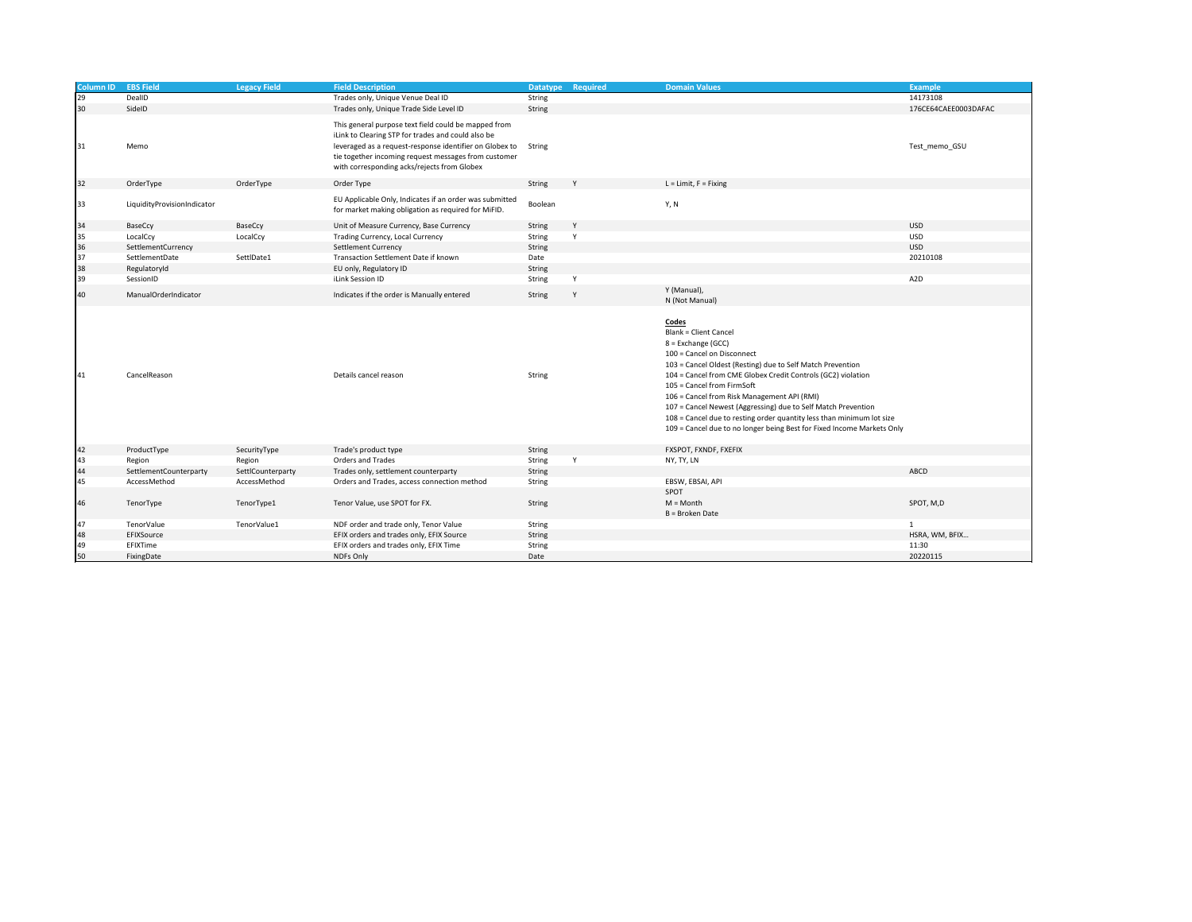| Column ID | EBS Field | Legacy Field | Field Description | Datatype | Required | Domain Values | Example |
|---|---|---|---|---|---|---|---|
| 29 | DealID | | Trades only, Unique Venue Deal ID | String | | | 14173108 |
| 30 | SideID | | Trades only, Unique Trade Side Level ID | String | | | 176CE64CAEE0003DAFAC |
| 31 | Memo | | This general purpose text field could be mapped from iLink to Clearing STP for trades and could also be leveraged as a request-response identifier on Globex to tie together incoming request messages from customer with corresponding acks/rejects from Globex | String | | | Test_memo_GSU |
| 32 | OrderType | OrderType | Order Type | String | Y | L = Limit, F = Fixing | |
| 33 | LiquidityProvisionIndicator | | EU Applicable Only, Indicates if an order was submitted for market making obligation as required for MiFID. | Boolean | | Y, N | |
| 34 | BaseCcy | BaseCcy | Unit of Measure Currency, Base Currency | String | Y | | USD |
| 35 | LocalCcy | LocalCcy | Trading Currency, Local Currency | String | Y | | USD |
| 36 | SettlementCurrency | | Settlement Currency | String | | | USD |
| 37 | SettlementDate | SettlDate1 | Transaction Settlement Date if known | Date | | | 20210108 |
| 38 | RegulatoryId | | EU only, Regulatory ID | String | | | |
| 39 | SessionID | | iLink Session ID | String | Y | | A2D |
| 40 | ManualOrderIndicator | | Indicates if the order is Manually entered | String | Y | Y (Manual),<br>N (Not Manual) | |
| 41 | CancelReason | | Details cancel reason | String | | **Codes**<br>Blank = Client Cancel<br>8 = Exchange (GCC)<br>100 = Cancel on Disconnect<br>103 = Cancel Oldest (Resting) due to Self Match Prevention<br>104 = Cancel from CME Globex Credit Controls (GC2) violation<br>105 = Cancel from FirmSoft<br>106 = Cancel from Risk Management API (RMI)<br>107 = Cancel Newest (Aggressing) due to Self Match Prevention<br>108 = Cancel due to resting order quantity less than minimum lot size<br>109 = Cancel due to no longer being Best for Fixed Income Markets Only | |
| 42 | ProductType | SecurityType | Trade's product type | String | | FXSPOT, FXNDF, FXEFIX | |
| 43 | Region | Region | Orders and Trades | String | Y | NY, TY, LN | |
| 44 | SettlementCounterparty | SettlCounterparty | Trades only, settlement counterparty | String | | | ABCD |
| 45 | AccessMethod | AccessMethod | Orders and Trades, access connection method | String | | EBSW, EBSAI, API | |
| 46 | TenorType | TenorType1 | Tenor Value, use SPOT for FX. | String | | SPOT<br>M = Month<br>B = Broken Date | SPOT, M,D |
| 47 | TenorValue | TenorValue1 | NDF order and trade only, Tenor Value | String | | | 1 |
| 48 | EFIXSource | | EFIX orders and trades only, EFIX Source | String | | | HSRA, WM, BFIX… |
| 49 | EFIXTime | | EFIX orders and trades only, EFIX Time | String | | | 11:30 |
| 50 | FixingDate | | NDFs Only | Date | | | 20220115 |